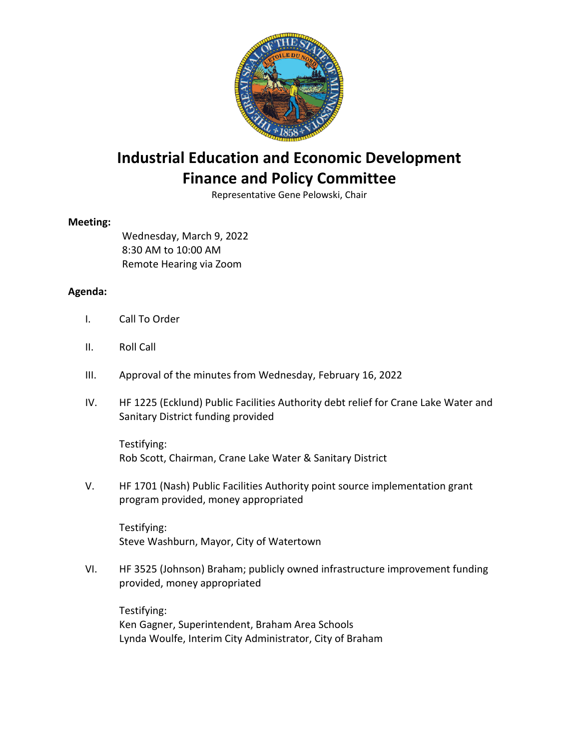# Industrial Education and Economic Development Finance and Policy Committee

Representative Gene Pelowski, Chair

**Meeting:**

Wednesday, March 9, 2022
8:30 AM to 10:00 AM
Remote Hearing via Zoom

**Agenda:**

I. Call To Order

II. Roll Call

III. Approval of the minutes from Wednesday, February 16, 2022

IV. HF 1225 (Ecklund) Public Facilities Authority debt relief for Crane Lake Water and Sanitary District funding provided

Testifying:
Rob Scott, Chairman, Crane Lake Water & Sanitary District

V. HF 1701 (Nash) Public Facilities Authority point source implementation grant program provided, money appropriated

Testifying:
Steve Washburn, Mayor, City of Watertown

VI. HF 3525 (Johnson) Braham; publicly owned infrastructure improvement funding provided, money appropriated

Testifying:
Ken Gagner, Superintendent, Braham Area Schools
Lynda Woulfe, Interim City Administrator, City of Braham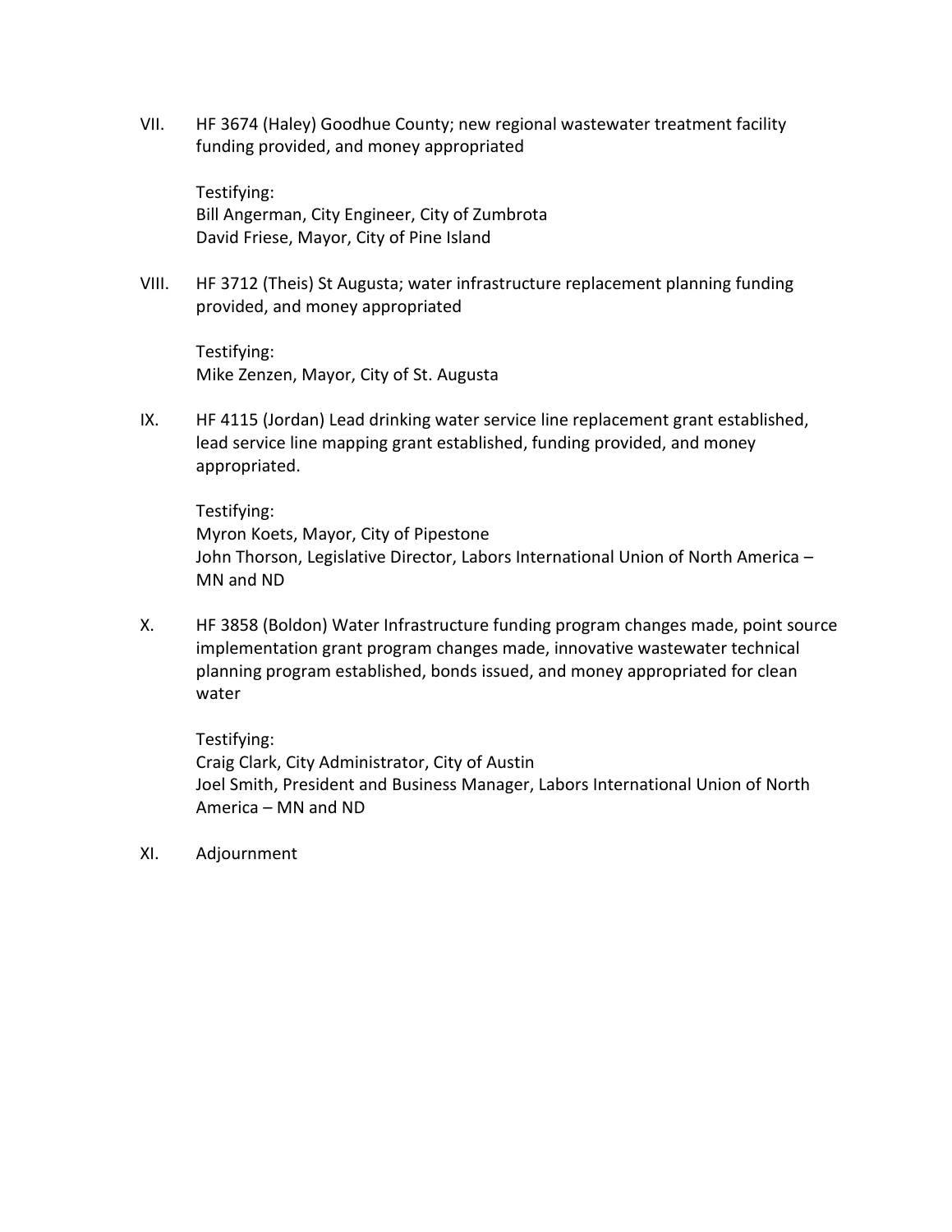VII. HF 3674 (Haley) Goodhue County; new regional wastewater treatment facility funding provided, and money appropriated

Testifying:
Bill Angerman, City Engineer, City of Zumbrota
David Friese, Mayor, City of Pine Island

VIII. HF 3712 (Theis) St Augusta; water infrastructure replacement planning funding provided, and money appropriated

Testifying:
Mike Zenzen, Mayor, City of St. Augusta

IX. HF 4115 (Jordan) Lead drinking water service line replacement grant established, lead service line mapping grant established, funding provided, and money appropriated.

Testifying:
Myron Koets, Mayor, City of Pipestone
John Thorson, Legislative Director, Labors International Union of North America – MN and ND

X. HF 3858 (Boldon) Water Infrastructure funding program changes made, point source implementation grant program changes made, innovative wastewater technical planning program established, bonds issued, and money appropriated for clean water

Testifying:
Craig Clark, City Administrator, City of Austin
Joel Smith, President and Business Manager, Labors International Union of North America – MN and ND

XI. Adjournment